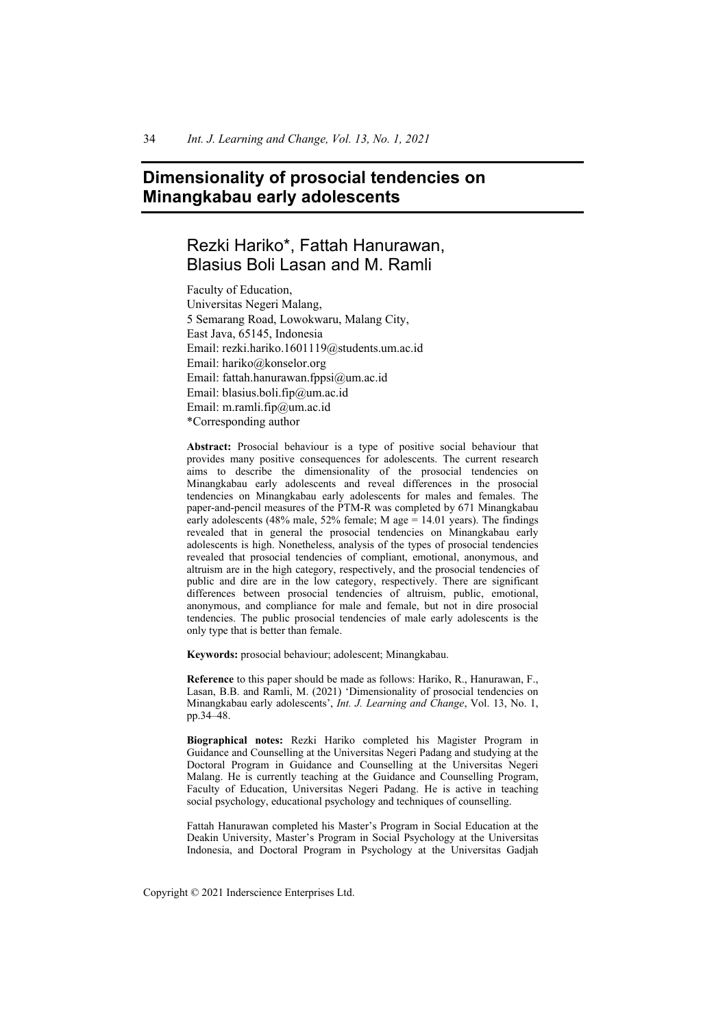# Dimensionality of prosocial tendencies on Minangkabau early adolescents

## Rezki Hariko*, Fattah Hanurawan, Blasius Boli Lasan and M. Ramli

Faculty of Education,
Universitas Negeri Malang,
5 Semarang Road, Lowokwaru, Malang City,
East Java, 65145, Indonesia
Email: rezki.hariko.1601119@students.um.ac.id
Email: hariko@konselor.org
Email: fattah.hanurawan.fppsi@um.ac.id
Email: blasius.boli.fip@um.ac.id
Email: m.ramli.fip@um.ac.id
*Corresponding author

**Abstract:** Prosocial behaviour is a type of positive social behaviour that provides many positive consequences for adolescents. The current research aims to describe the dimensionality of the prosocial tendencies on Minangkabau early adolescents and reveal differences in the prosocial tendencies on Minangkabau early adolescents for males and females. The paper-and-pencil measures of the PTM-R was completed by 671 Minangkabau early adolescents (48% male, 52% female; M age = 14.01 years). The findings revealed that in general the prosocial tendencies on Minangkabau early adolescents is high. Nonetheless, analysis of the types of prosocial tendencies revealed that prosocial tendencies of compliant, emotional, anonymous, and altruism are in the high category, respectively, and the prosocial tendencies of public and dire are in the low category, respectively. There are significant differences between prosocial tendencies of altruism, public, emotional, anonymous, and compliance for male and female, but not in dire prosocial tendencies. The public prosocial tendencies of male early adolescents is the only type that is better than female.

**Keywords:** prosocial behaviour; adolescent; Minangkabau.

**Reference** to this paper should be made as follows: Hariko, R., Hanurawan, F., Lasan, B.B. and Ramli, M. (2021) 'Dimensionality of prosocial tendencies on Minangkabau early adolescents', *Int. J. Learning and Change*, Vol. 13, No. 1, pp.34–48.

**Biographical notes:** Rezki Hariko completed his Magister Program in Guidance and Counselling at the Universitas Negeri Padang and studying at the Doctoral Program in Guidance and Counselling at the Universitas Negeri Malang. He is currently teaching at the Guidance and Counselling Program, Faculty of Education, Universitas Negeri Padang. He is active in teaching social psychology, educational psychology and techniques of counselling.

Fattah Hanurawan completed his Master's Program in Social Education at the Deakin University, Master's Program in Social Psychology at the Universitas Indonesia, and Doctoral Program in Psychology at the Universitas Gadjah

Copyright © 2021 Inderscience Enterprises Ltd.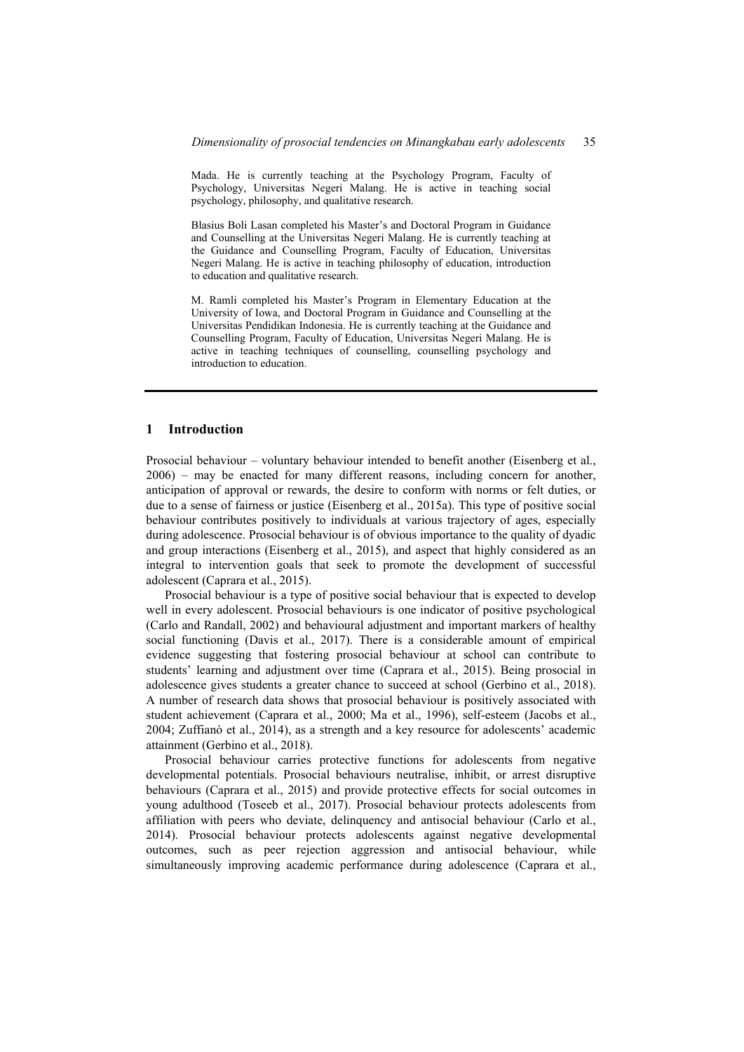Mada. He is currently teaching at the Psychology Program, Faculty of Psychology, Universitas Negeri Malang. He is active in teaching social psychology, philosophy, and qualitative research.

Blasius Boli Lasan completed his Master's and Doctoral Program in Guidance and Counselling at the Universitas Negeri Malang. He is currently teaching at the Guidance and Counselling Program, Faculty of Education, Universitas Negeri Malang. He is active in teaching philosophy of education, introduction to education and qualitative research.

M. Ramli completed his Master's Program in Elementary Education at the University of Iowa, and Doctoral Program in Guidance and Counselling at the Universitas Pendidikan Indonesia. He is currently teaching at the Guidance and Counselling Program, Faculty of Education, Universitas Negeri Malang. He is active in teaching techniques of counselling, counselling psychology and introduction to education.

## 1 Introduction

Prosocial behaviour – voluntary behaviour intended to benefit another (Eisenberg et al., 2006) – may be enacted for many different reasons, including concern for another, anticipation of approval or rewards, the desire to conform with norms or felt duties, or due to a sense of fairness or justice (Eisenberg et al., 2015a). This type of positive social behaviour contributes positively to individuals at various trajectory of ages, especially during adolescence. Prosocial behaviour is of obvious importance to the quality of dyadic and group interactions (Eisenberg et al., 2015), and aspect that highly considered as an integral to intervention goals that seek to promote the development of successful adolescent (Caprara et al., 2015).

Prosocial behaviour is a type of positive social behaviour that is expected to develop well in every adolescent. Prosocial behaviours is one indicator of positive psychological (Carlo and Randall, 2002) and behavioural adjustment and important markers of healthy social functioning (Davis et al., 2017). There is a considerable amount of empirical evidence suggesting that fostering prosocial behaviour at school can contribute to students' learning and adjustment over time (Caprara et al., 2015). Being prosocial in adolescence gives students a greater chance to succeed at school (Gerbino et al., 2018). A number of research data shows that prosocial behaviour is positively associated with student achievement (Caprara et al., 2000; Ma et al., 1996), self-esteem (Jacobs et al., 2004; Zuffianò et al., 2014), as a strength and a key resource for adolescents' academic attainment (Gerbino et al., 2018).

Prosocial behaviour carries protective functions for adolescents from negative developmental potentials. Prosocial behaviours neutralise, inhibit, or arrest disruptive behaviours (Caprara et al., 2015) and provide protective effects for social outcomes in young adulthood (Toseeb et al., 2017). Prosocial behaviour protects adolescents from affiliation with peers who deviate, delinquency and antisocial behaviour (Carlo et al., 2014). Prosocial behaviour protects adolescents against negative developmental outcomes, such as peer rejection aggression and antisocial behaviour, while simultaneously improving academic performance during adolescence (Caprara et al.,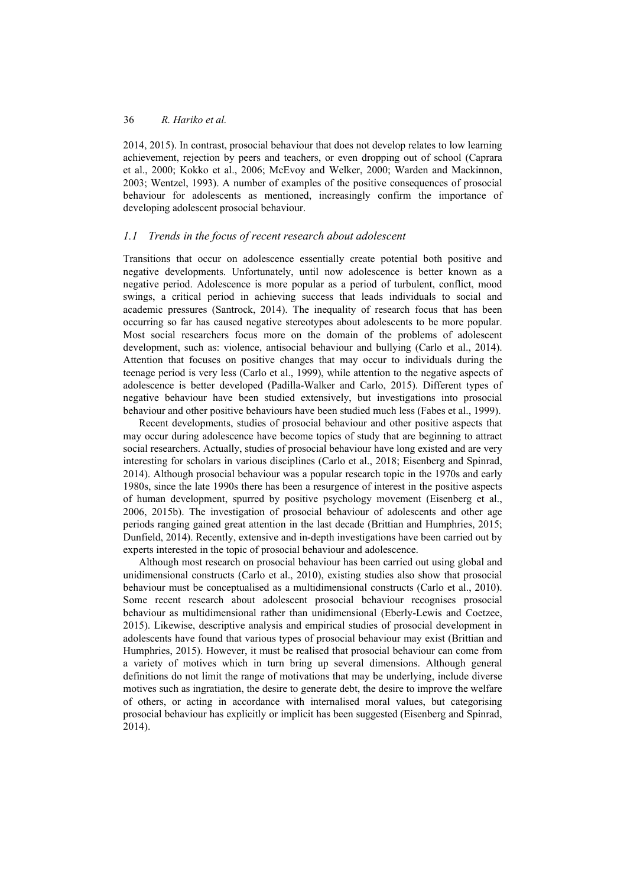2014, 2015). In contrast, prosocial behaviour that does not develop relates to low learning achievement, rejection by peers and teachers, or even dropping out of school (Caprara et al., 2000; Kokko et al., 2006; McEvoy and Welker, 2000; Warden and Mackinnon, 2003; Wentzel, 1993). A number of examples of the positive consequences of prosocial behaviour for adolescents as mentioned, increasingly confirm the importance of developing adolescent prosocial behaviour.

### *1.1 Trends in the focus of recent research about adolescent*

Transitions that occur on adolescence essentially create potential both positive and negative developments. Unfortunately, until now adolescence is better known as a negative period. Adolescence is more popular as a period of turbulent, conflict, mood swings, a critical period in achieving success that leads individuals to social and academic pressures (Santrock, 2014). The inequality of research focus that has been occurring so far has caused negative stereotypes about adolescents to be more popular. Most social researchers focus more on the domain of the problems of adolescent development, such as: violence, antisocial behaviour and bullying (Carlo et al., 2014). Attention that focuses on positive changes that may occur to individuals during the teenage period is very less (Carlo et al., 1999), while attention to the negative aspects of adolescence is better developed (Padilla-Walker and Carlo, 2015). Different types of negative behaviour have been studied extensively, but investigations into prosocial behaviour and other positive behaviours have been studied much less (Fabes et al., 1999).

Recent developments, studies of prosocial behaviour and other positive aspects that may occur during adolescence have become topics of study that are beginning to attract social researchers. Actually, studies of prosocial behaviour have long existed and are very interesting for scholars in various disciplines (Carlo et al., 2018; Eisenberg and Spinrad, 2014). Although prosocial behaviour was a popular research topic in the 1970s and early 1980s, since the late 1990s there has been a resurgence of interest in the positive aspects of human development, spurred by positive psychology movement (Eisenberg et al., 2006, 2015b). The investigation of prosocial behaviour of adolescents and other age periods ranging gained great attention in the last decade (Brittian and Humphries, 2015; Dunfield, 2014). Recently, extensive and in-depth investigations have been carried out by experts interested in the topic of prosocial behaviour and adolescence.

Although most research on prosocial behaviour has been carried out using global and unidimensional constructs (Carlo et al., 2010), existing studies also show that prosocial behaviour must be conceptualised as a multidimensional constructs (Carlo et al., 2010). Some recent research about adolescent prosocial behaviour recognises prosocial behaviour as multidimensional rather than unidimensional (Eberly-Lewis and Coetzee, 2015). Likewise, descriptive analysis and empirical studies of prosocial development in adolescents have found that various types of prosocial behaviour may exist (Brittian and Humphries, 2015). However, it must be realised that prosocial behaviour can come from a variety of motives which in turn bring up several dimensions. Although general definitions do not limit the range of motivations that may be underlying, include diverse motives such as ingratiation, the desire to generate debt, the desire to improve the welfare of others, or acting in accordance with internalised moral values, but categorising prosocial behaviour has explicitly or implicit has been suggested (Eisenberg and Spinrad, 2014).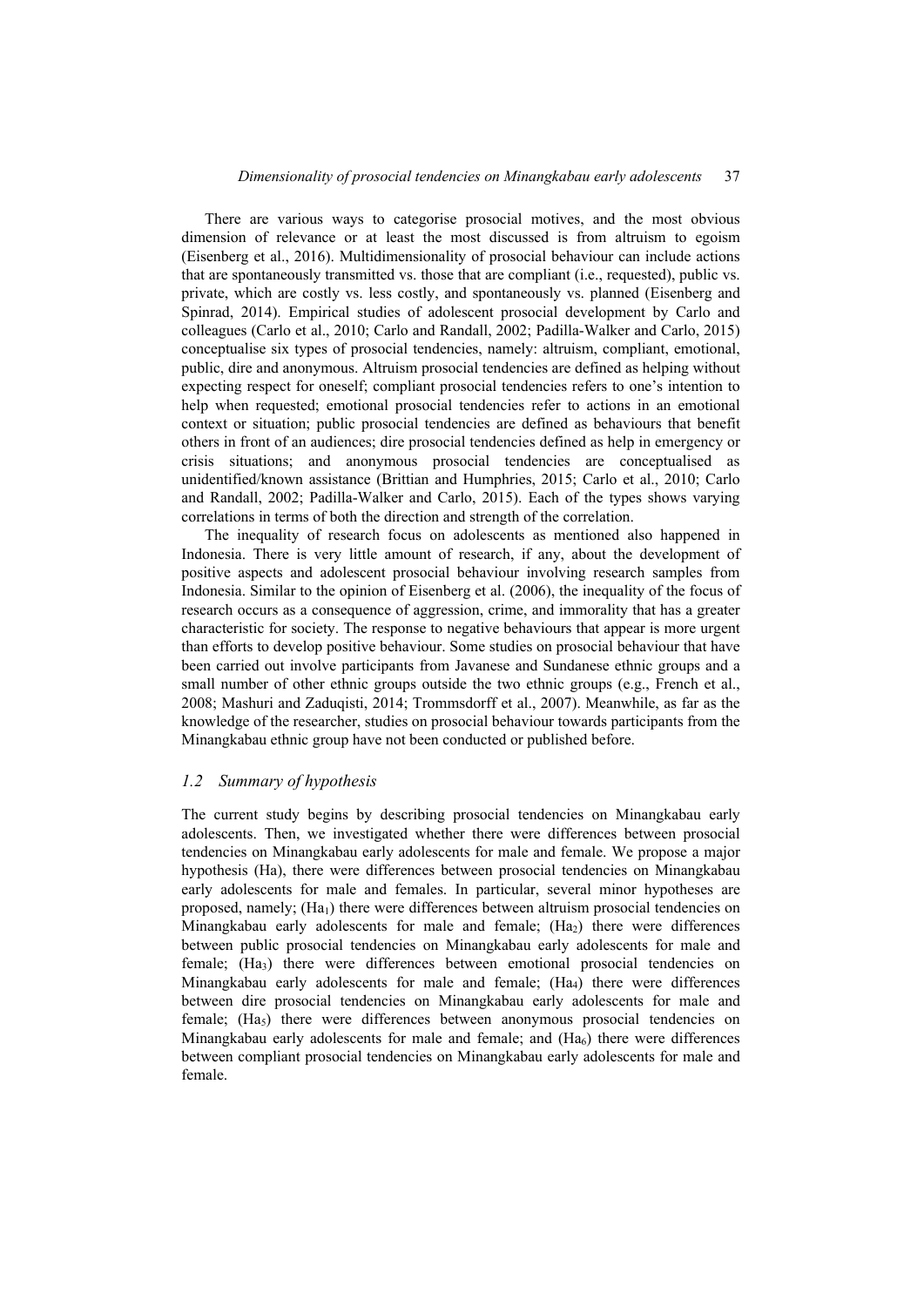There are various ways to categorise prosocial motives, and the most obvious dimension of relevance or at least the most discussed is from altruism to egoism (Eisenberg et al., 2016). Multidimensionality of prosocial behaviour can include actions that are spontaneously transmitted vs. those that are compliant (i.e., requested), public vs. private, which are costly vs. less costly, and spontaneously vs. planned (Eisenberg and Spinrad, 2014). Empirical studies of adolescent prosocial development by Carlo and colleagues (Carlo et al., 2010; Carlo and Randall, 2002; Padilla-Walker and Carlo, 2015) conceptualise six types of prosocial tendencies, namely: altruism, compliant, emotional, public, dire and anonymous. Altruism prosocial tendencies are defined as helping without expecting respect for oneself; compliant prosocial tendencies refers to one's intention to help when requested; emotional prosocial tendencies refer to actions in an emotional context or situation; public prosocial tendencies are defined as behaviours that benefit others in front of an audiences; dire prosocial tendencies defined as help in emergency or crisis situations; and anonymous prosocial tendencies are conceptualised as unidentified/known assistance (Brittian and Humphries, 2015; Carlo et al., 2010; Carlo and Randall, 2002; Padilla-Walker and Carlo, 2015). Each of the types shows varying correlations in terms of both the direction and strength of the correlation.

The inequality of research focus on adolescents as mentioned also happened in Indonesia. There is very little amount of research, if any, about the development of positive aspects and adolescent prosocial behaviour involving research samples from Indonesia. Similar to the opinion of Eisenberg et al. (2006), the inequality of the focus of research occurs as a consequence of aggression, crime, and immorality that has a greater characteristic for society. The response to negative behaviours that appear is more urgent than efforts to develop positive behaviour. Some studies on prosocial behaviour that have been carried out involve participants from Javanese and Sundanese ethnic groups and a small number of other ethnic groups outside the two ethnic groups (e.g., French et al., 2008; Mashuri and Zaduqisti, 2014; Trommsdorff et al., 2007). Meanwhile, as far as the knowledge of the researcher, studies on prosocial behaviour towards participants from the Minangkabau ethnic group have not been conducted or published before.

### *1.2 Summary of hypothesis*

The current study begins by describing prosocial tendencies on Minangkabau early adolescents. Then, we investigated whether there were differences between prosocial tendencies on Minangkabau early adolescents for male and female. We propose a major hypothesis (Ha), there were differences between prosocial tendencies on Minangkabau early adolescents for male and females. In particular, several minor hypotheses are proposed, namely; ($Ha_1$) there were differences between altruism prosocial tendencies on Minangkabau early adolescents for male and female; ($Ha_2$) there were differences between public prosocial tendencies on Minangkabau early adolescents for male and female; ($Ha_3$) there were differences between emotional prosocial tendencies on Minangkabau early adolescents for male and female; ($Ha_4$) there were differences between dire prosocial tendencies on Minangkabau early adolescents for male and female; ($Ha_5$) there were differences between anonymous prosocial tendencies on Minangkabau early adolescents for male and female; and ($Ha_6$) there were differences between compliant prosocial tendencies on Minangkabau early adolescents for male and female.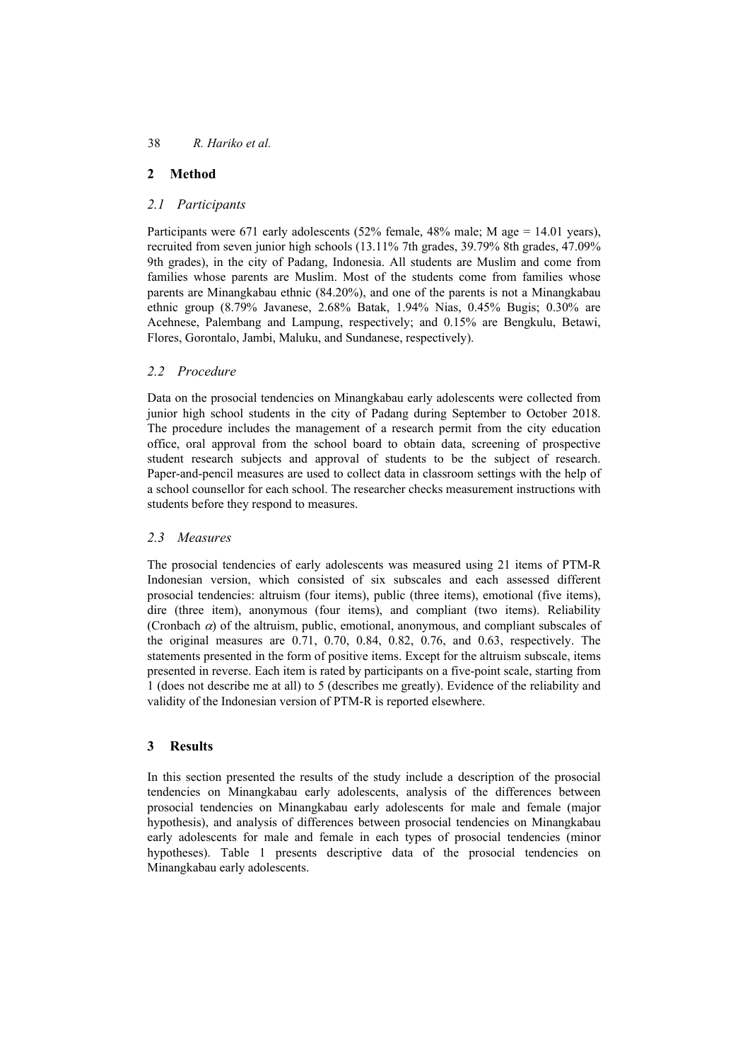## 2 Method

### *2.1 Participants*

Participants were 671 early adolescents (52% female, 48% male; M age = 14.01 years), recruited from seven junior high schools (13.11% 7th grades, 39.79% 8th grades, 47.09% 9th grades), in the city of Padang, Indonesia. All students are Muslim and come from families whose parents are Muslim. Most of the students come from families whose parents are Minangkabau ethnic (84.20%), and one of the parents is not a Minangkabau ethnic group (8.79% Javanese, 2.68% Batak, 1.94% Nias, 0.45% Bugis; 0.30% are Acehnese, Palembang and Lampung, respectively; and 0.15% are Bengkulu, Betawi, Flores, Gorontalo, Jambi, Maluku, and Sundanese, respectively).

### *2.2 Procedure*

Data on the prosocial tendencies on Minangkabau early adolescents were collected from junior high school students in the city of Padang during September to October 2018. The procedure includes the management of a research permit from the city education office, oral approval from the school board to obtain data, screening of prospective student research subjects and approval of students to be the subject of research. Paper-and-pencil measures are used to collect data in classroom settings with the help of a school counsellor for each school. The researcher checks measurement instructions with students before they respond to measures.

### *2.3 Measures*

The prosocial tendencies of early adolescents was measured using 21 items of PTM-R Indonesian version, which consisted of six subscales and each assessed different prosocial tendencies: altruism (four items), public (three items), emotional (five items), dire (three item), anonymous (four items), and compliant (two items). Reliability (Cronbach $\alpha$) of the altruism, public, emotional, anonymous, and compliant subscales of the original measures are 0.71, 0.70, 0.84, 0.82, 0.76, and 0.63, respectively. The statements presented in the form of positive items. Except for the altruism subscale, items presented in reverse. Each item is rated by participants on a five-point scale, starting from 1 (does not describe me at all) to 5 (describes me greatly). Evidence of the reliability and validity of the Indonesian version of PTM-R is reported elsewhere.

## 3 Results

In this section presented the results of the study include a description of the prosocial tendencies on Minangkabau early adolescents, analysis of the differences between prosocial tendencies on Minangkabau early adolescents for male and female (major hypothesis), and analysis of differences between prosocial tendencies on Minangkabau early adolescents for male and female in each types of prosocial tendencies (minor hypotheses). Table 1 presents descriptive data of the prosocial tendencies on Minangkabau early adolescents.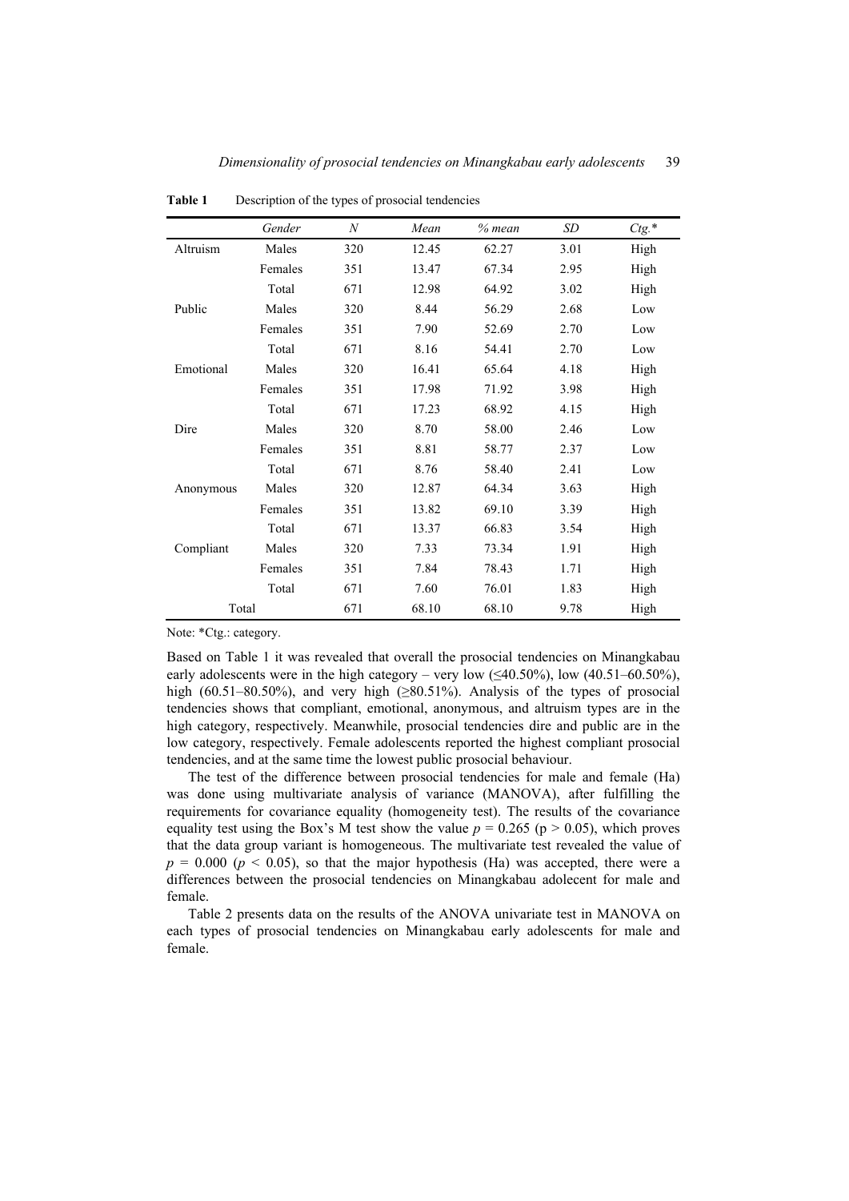**Table 1** Description of the types of prosocial tendencies

| | *Gender* | *N* | *Mean* | *% mean* | *SD* | *Ctg.\** |
|---|---|---|---|---|---|---|
| Altruism | Males | 320 | 12.45 | 62.27 | 3.01 | High |
| | Females | 351 | 13.47 | 67.34 | 2.95 | High |
| | Total | 671 | 12.98 | 64.92 | 3.02 | High |
| Public | Males | 320 | 8.44 | 56.29 | 2.68 | Low |
| | Females | 351 | 7.90 | 52.69 | 2.70 | Low |
| | Total | 671 | 8.16 | 54.41 | 2.70 | Low |
| Emotional | Males | 320 | 16.41 | 65.64 | 4.18 | High |
| | Females | 351 | 17.98 | 71.92 | 3.98 | High |
| | Total | 671 | 17.23 | 68.92 | 4.15 | High |
| Dire | Males | 320 | 8.70 | 58.00 | 2.46 | Low |
| | Females | 351 | 8.81 | 58.77 | 2.37 | Low |
| | Total | 671 | 8.76 | 58.40 | 2.41 | Low |
| Anonymous | Males | 320 | 12.87 | 64.34 | 3.63 | High |
| | Females | 351 | 13.82 | 69.10 | 3.39 | High |
| | Total | 671 | 13.37 | 66.83 | 3.54 | High |
| Compliant | Males | 320 | 7.33 | 73.34 | 1.91 | High |
| | Females | 351 | 7.84 | 78.43 | 1.71 | High |
| | Total | 671 | 7.60 | 76.01 | 1.83 | High |
| Total | | 671 | 68.10 | 68.10 | 9.78 | High |

Note: *Ctg.: category.

Based on Table 1 it was revealed that overall the prosocial tendencies on Minangkabau early adolescents were in the high category – very low (≤40.50%), low (40.51–60.50%), high (60.51–80.50%), and very high (≥80.51%). Analysis of the types of prosocial tendencies shows that compliant, emotional, anonymous, and altruism types are in the high category, respectively. Meanwhile, prosocial tendencies dire and public are in the low category, respectively. Female adolescents reported the highest compliant prosocial tendencies, and at the same time the lowest public prosocial behaviour.

The test of the difference between prosocial tendencies for male and female (Ha) was done using multivariate analysis of variance (MANOVA), after fulfilling the requirements for covariance equality (homogeneity test). The results of the covariance equality test using the Box's M test show the value $p = 0.265$ ($p > 0.05$), which proves that the data group variant is homogeneous. The multivariate test revealed the value of $p = 0.000$ ($p < 0.05$), so that the major hypothesis (Ha) was accepted, there were a differences between the prosocial tendencies on Minangkabau adolecent for male and female.

Table 2 presents data on the results of the ANOVA univariate test in MANOVA on each types of prosocial tendencies on Minangkabau early adolescents for male and female.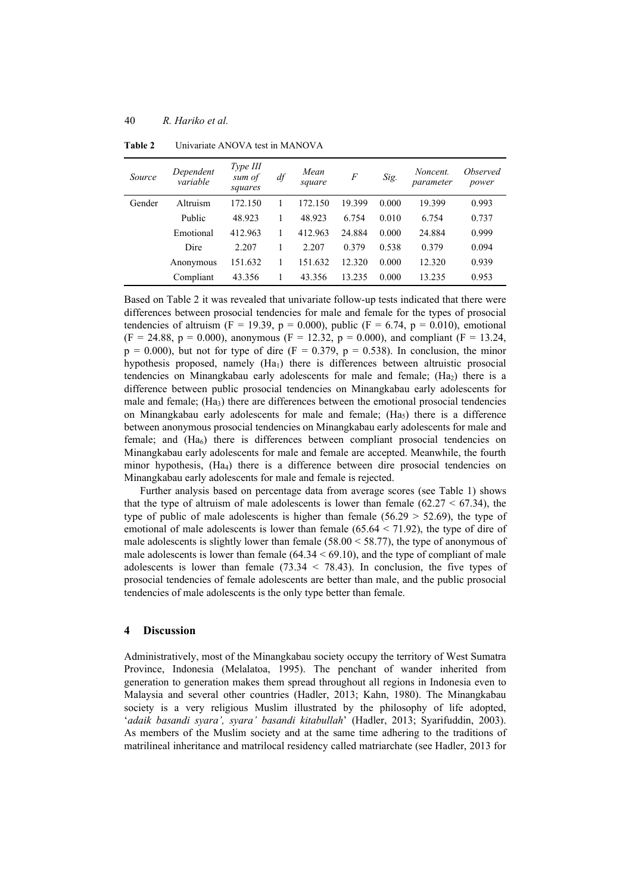**Table 2** Univariate ANOVA test in MANOVA

| *Source* | *Dependent variable* | *Type III sum of squares* | *df* | *Mean square* | *F* | *Sig.* | *Noncent. parameter* | *Observed power* |
|---|---|---|---|---|---|---|---|---|
| Gender | Altruism | 172.150 | 1 | 172.150 | 19.399 | 0.000 | 19.399 | 0.993 |
| | Public | 48.923 | 1 | 48.923 | 6.754 | 0.010 | 6.754 | 0.737 |
| | Emotional | 412.963 | 1 | 412.963 | 24.884 | 0.000 | 24.884 | 0.999 |
| | Dire | 2.207 | 1 | 2.207 | 0.379 | 0.538 | 0.379 | 0.094 |
| | Anonymous | 151.632 | 1 | 151.632 | 12.320 | 0.000 | 12.320 | 0.939 |
| | Compliant | 43.356 | 1 | 43.356 | 13.235 | 0.000 | 13.235 | 0.953 |

Based on Table 2 it was revealed that univariate follow-up tests indicated that there were differences between prosocial tendencies for male and female for the types of prosocial tendencies of altruism ($F = 19.39$, $p = 0.000$), public ($F = 6.74$, $p = 0.010$), emotional ($F = 24.88$, $p = 0.000$), anonymous ($F = 12.32$, $p = 0.000$), and compliant ($F = 13.24$, $p = 0.000$), but not for type of dire ($F = 0.379$, $p = 0.538$). In conclusion, the minor hypothesis proposed, namely ($Ha_1$) there is differences between altruistic prosocial tendencies on Minangkabau early adolescents for male and female; ($Ha_2$) there is a difference between public prosocial tendencies on Minangkabau early adolescents for male and female; ($Ha_3$) there are differences between the emotional prosocial tendencies on Minangkabau early adolescents for male and female; ($Ha_5$) there is a difference between anonymous prosocial tendencies on Minangkabau early adolescents for male and female; and ($Ha_6$) there is differences between compliant prosocial tendencies on Minangkabau early adolescents for male and female are accepted. Meanwhile, the fourth minor hypothesis, ($Ha_4$) there is a difference between dire prosocial tendencies on Minangkabau early adolescents for male and female is rejected.

Further analysis based on percentage data from average scores (see Table 1) shows that the type of altruism of male adolescents is lower than female ($62.27 < 67.34$), the type of public of male adolescents is higher than female ($56.29 > 52.69$), the type of emotional of male adolescents is lower than female ($65.64 < 71.92$), the type of dire of male adolescents is slightly lower than female ($58.00 < 58.77$), the type of anonymous of male adolescents is lower than female ($64.34 < 69.10$), and the type of compliant of male adolescents is lower than female ($73.34 < 78.43$). In conclusion, the five types of prosocial tendencies of female adolescents are better than male, and the public prosocial tendencies of male adolescents is the only type better than female.

## 4 Discussion

Administratively, most of the Minangkabau society occupy the territory of West Sumatra Province, Indonesia (Melalatoa, 1995). The penchant of wander inherited from generation to generation makes them spread throughout all regions in Indonesia even to Malaysia and several other countries (Hadler, 2013; Kahn, 1980). The Minangkabau society is a very religious Muslim illustrated by the philosophy of life adopted, '*adaik basandi syara', syara' basandi kitabullah*' (Hadler, 2013; Syarifuddin, 2003). As members of the Muslim society and at the same time adhering to the traditions of matrilineal inheritance and matrilocal residency called matriarchate (see Hadler, 2013 for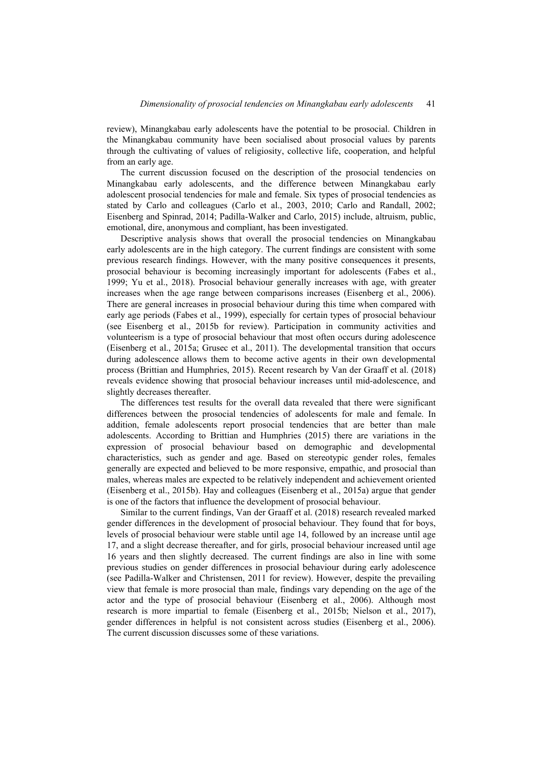review), Minangkabau early adolescents have the potential to be prosocial. Children in the Minangkabau community have been socialised about prosocial values by parents through the cultivating of values of religiosity, collective life, cooperation, and helpful from an early age.

The current discussion focused on the description of the prosocial tendencies on Minangkabau early adolescents, and the difference between Minangkabau early adolescent prosocial tendencies for male and female. Six types of prosocial tendencies as stated by Carlo and colleagues (Carlo et al., 2003, 2010; Carlo and Randall, 2002; Eisenberg and Spinrad, 2014; Padilla-Walker and Carlo, 2015) include, altruism, public, emotional, dire, anonymous and compliant, has been investigated.

Descriptive analysis shows that overall the prosocial tendencies on Minangkabau early adolescents are in the high category. The current findings are consistent with some previous research findings. However, with the many positive consequences it presents, prosocial behaviour is becoming increasingly important for adolescents (Fabes et al., 1999; Yu et al., 2018). Prosocial behaviour generally increases with age, with greater increases when the age range between comparisons increases (Eisenberg et al., 2006). There are general increases in prosocial behaviour during this time when compared with early age periods (Fabes et al., 1999), especially for certain types of prosocial behaviour (see Eisenberg et al., 2015b for review). Participation in community activities and volunteerism is a type of prosocial behaviour that most often occurs during adolescence (Eisenberg et al., 2015a; Grusec et al., 2011). The developmental transition that occurs during adolescence allows them to become active agents in their own developmental process (Brittian and Humphries, 2015). Recent research by Van der Graaff et al. (2018) reveals evidence showing that prosocial behaviour increases until mid-adolescence, and slightly decreases thereafter.

The differences test results for the overall data revealed that there were significant differences between the prosocial tendencies of adolescents for male and female. In addition, female adolescents report prosocial tendencies that are better than male adolescents. According to Brittian and Humphries (2015) there are variations in the expression of prosocial behaviour based on demographic and developmental characteristics, such as gender and age. Based on stereotypic gender roles, females generally are expected and believed to be more responsive, empathic, and prosocial than males, whereas males are expected to be relatively independent and achievement oriented (Eisenberg et al., 2015b). Hay and colleagues (Eisenberg et al., 2015a) argue that gender is one of the factors that influence the development of prosocial behaviour.

Similar to the current findings, Van der Graaff et al. (2018) research revealed marked gender differences in the development of prosocial behaviour. They found that for boys, levels of prosocial behaviour were stable until age 14, followed by an increase until age 17, and a slight decrease thereafter, and for girls, prosocial behaviour increased until age 16 years and then slightly decreased. The current findings are also in line with some previous studies on gender differences in prosocial behaviour during early adolescence (see Padilla-Walker and Christensen, 2011 for review). However, despite the prevailing view that female is more prosocial than male, findings vary depending on the age of the actor and the type of prosocial behaviour (Eisenberg et al., 2006). Although most research is more impartial to female (Eisenberg et al., 2015b; Nielson et al., 2017), gender differences in helpful is not consistent across studies (Eisenberg et al., 2006). The current discussion discusses some of these variations.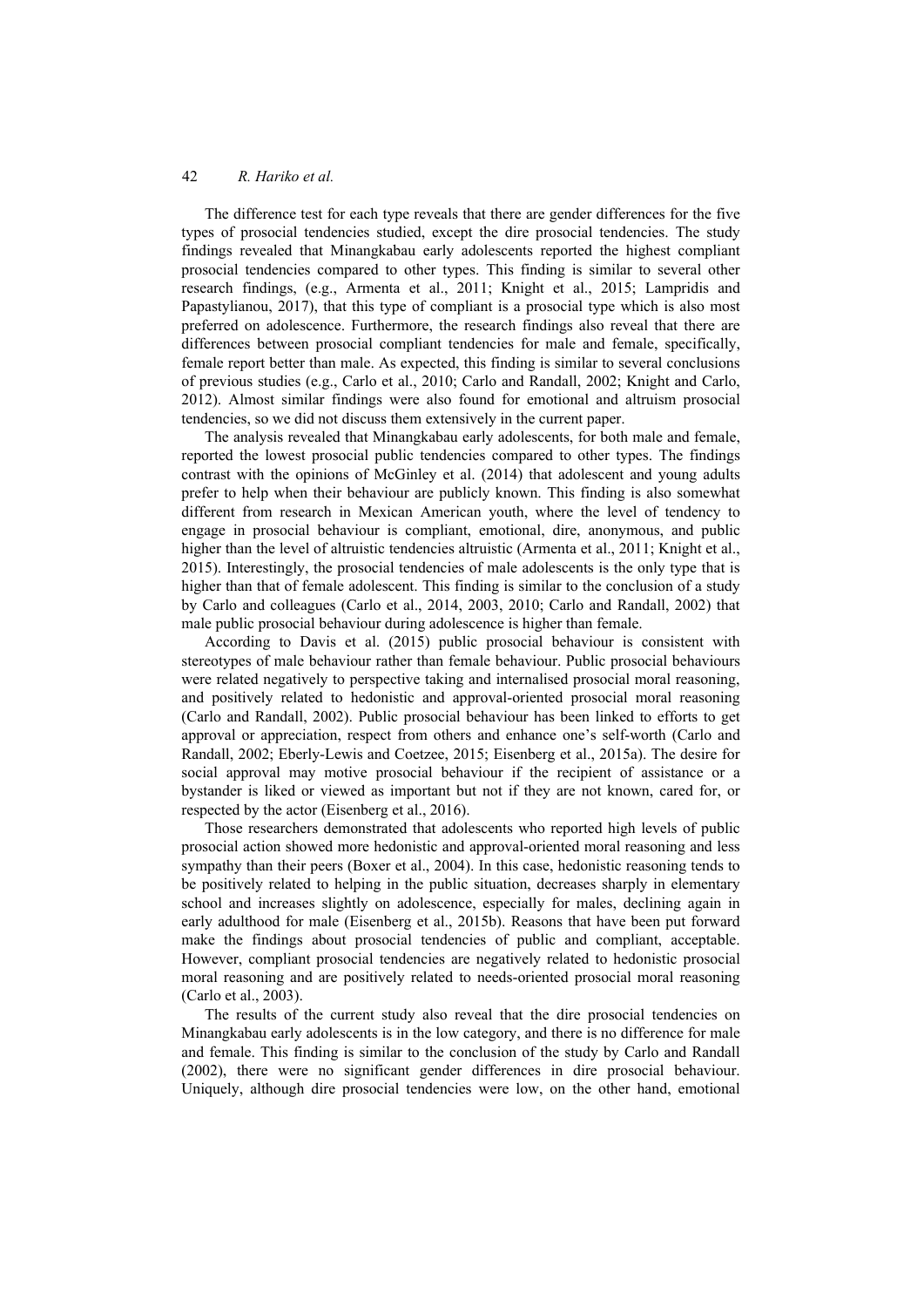The difference test for each type reveals that there are gender differences for the five types of prosocial tendencies studied, except the dire prosocial tendencies. The study findings revealed that Minangkabau early adolescents reported the highest compliant prosocial tendencies compared to other types. This finding is similar to several other research findings, (e.g., Armenta et al., 2011; Knight et al., 2015; Lampridis and Papastylianou, 2017), that this type of compliant is a prosocial type which is also most preferred on adolescence. Furthermore, the research findings also reveal that there are differences between prosocial compliant tendencies for male and female, specifically, female report better than male. As expected, this finding is similar to several conclusions of previous studies (e.g., Carlo et al., 2010; Carlo and Randall, 2002; Knight and Carlo, 2012). Almost similar findings were also found for emotional and altruism prosocial tendencies, so we did not discuss them extensively in the current paper.

The analysis revealed that Minangkabau early adolescents, for both male and female, reported the lowest prosocial public tendencies compared to other types. The findings contrast with the opinions of McGinley et al. (2014) that adolescent and young adults prefer to help when their behaviour are publicly known. This finding is also somewhat different from research in Mexican American youth, where the level of tendency to engage in prosocial behaviour is compliant, emotional, dire, anonymous, and public higher than the level of altruistic tendencies altruistic (Armenta et al., 2011; Knight et al., 2015). Interestingly, the prosocial tendencies of male adolescents is the only type that is higher than that of female adolescent. This finding is similar to the conclusion of a study by Carlo and colleagues (Carlo et al., 2014, 2003, 2010; Carlo and Randall, 2002) that male public prosocial behaviour during adolescence is higher than female.

According to Davis et al. (2015) public prosocial behaviour is consistent with stereotypes of male behaviour rather than female behaviour. Public prosocial behaviours were related negatively to perspective taking and internalised prosocial moral reasoning, and positively related to hedonistic and approval-oriented prosocial moral reasoning (Carlo and Randall, 2002). Public prosocial behaviour has been linked to efforts to get approval or appreciation, respect from others and enhance one's self-worth (Carlo and Randall, 2002; Eberly-Lewis and Coetzee, 2015; Eisenberg et al., 2015a). The desire for social approval may motive prosocial behaviour if the recipient of assistance or a bystander is liked or viewed as important but not if they are not known, cared for, or respected by the actor (Eisenberg et al., 2016).

Those researchers demonstrated that adolescents who reported high levels of public prosocial action showed more hedonistic and approval-oriented moral reasoning and less sympathy than their peers (Boxer et al., 2004). In this case, hedonistic reasoning tends to be positively related to helping in the public situation, decreases sharply in elementary school and increases slightly on adolescence, especially for males, declining again in early adulthood for male (Eisenberg et al., 2015b). Reasons that have been put forward make the findings about prosocial tendencies of public and compliant, acceptable. However, compliant prosocial tendencies are negatively related to hedonistic prosocial moral reasoning and are positively related to needs-oriented prosocial moral reasoning (Carlo et al., 2003).

The results of the current study also reveal that the dire prosocial tendencies on Minangkabau early adolescents is in the low category, and there is no difference for male and female. This finding is similar to the conclusion of the study by Carlo and Randall (2002), there were no significant gender differences in dire prosocial behaviour. Uniquely, although dire prosocial tendencies were low, on the other hand, emotional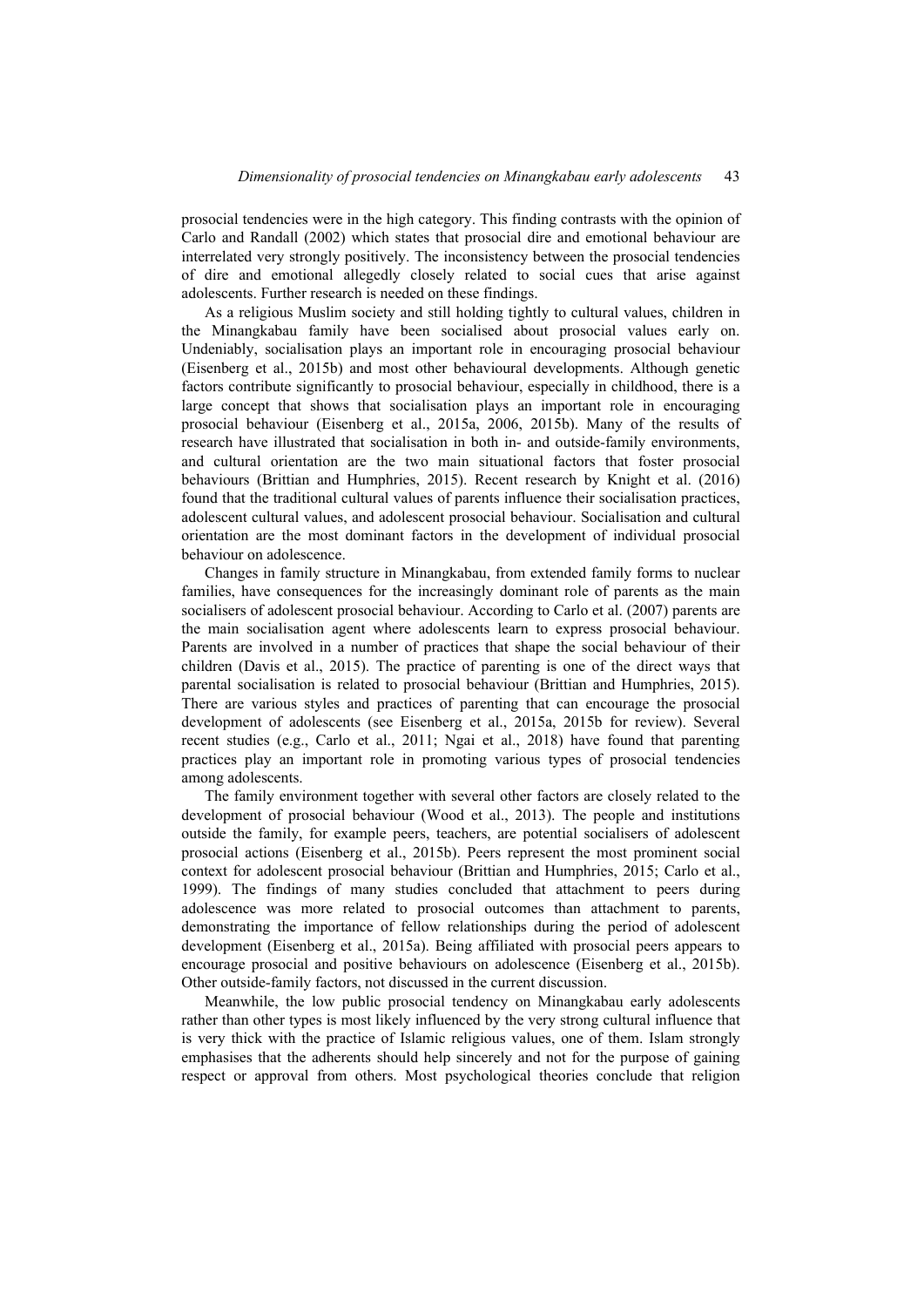prosocial tendencies were in the high category. This finding contrasts with the opinion of Carlo and Randall (2002) which states that prosocial dire and emotional behaviour are interrelated very strongly positively. The inconsistency between the prosocial tendencies of dire and emotional allegedly closely related to social cues that arise against adolescents. Further research is needed on these findings.

As a religious Muslim society and still holding tightly to cultural values, children in the Minangkabau family have been socialised about prosocial values early on. Undeniably, socialisation plays an important role in encouraging prosocial behaviour (Eisenberg et al., 2015b) and most other behavioural developments. Although genetic factors contribute significantly to prosocial behaviour, especially in childhood, there is a large concept that shows that socialisation plays an important role in encouraging prosocial behaviour (Eisenberg et al., 2015a, 2006, 2015b). Many of the results of research have illustrated that socialisation in both in- and outside-family environments, and cultural orientation are the two main situational factors that foster prosocial behaviours (Brittian and Humphries, 2015). Recent research by Knight et al. (2016) found that the traditional cultural values of parents influence their socialisation practices, adolescent cultural values, and adolescent prosocial behaviour. Socialisation and cultural orientation are the most dominant factors in the development of individual prosocial behaviour on adolescence.

Changes in family structure in Minangkabau, from extended family forms to nuclear families, have consequences for the increasingly dominant role of parents as the main socialisers of adolescent prosocial behaviour. According to Carlo et al. (2007) parents are the main socialisation agent where adolescents learn to express prosocial behaviour. Parents are involved in a number of practices that shape the social behaviour of their children (Davis et al., 2015). The practice of parenting is one of the direct ways that parental socialisation is related to prosocial behaviour (Brittian and Humphries, 2015). There are various styles and practices of parenting that can encourage the prosocial development of adolescents (see Eisenberg et al., 2015a, 2015b for review). Several recent studies (e.g., Carlo et al., 2011; Ngai et al., 2018) have found that parenting practices play an important role in promoting various types of prosocial tendencies among adolescents.

The family environment together with several other factors are closely related to the development of prosocial behaviour (Wood et al., 2013). The people and institutions outside the family, for example peers, teachers, are potential socialisers of adolescent prosocial actions (Eisenberg et al., 2015b). Peers represent the most prominent social context for adolescent prosocial behaviour (Brittian and Humphries, 2015; Carlo et al., 1999). The findings of many studies concluded that attachment to peers during adolescence was more related to prosocial outcomes than attachment to parents, demonstrating the importance of fellow relationships during the period of adolescent development (Eisenberg et al., 2015a). Being affiliated with prosocial peers appears to encourage prosocial and positive behaviours on adolescence (Eisenberg et al., 2015b). Other outside-family factors, not discussed in the current discussion.

Meanwhile, the low public prosocial tendency on Minangkabau early adolescents rather than other types is most likely influenced by the very strong cultural influence that is very thick with the practice of Islamic religious values, one of them. Islam strongly emphasises that the adherents should help sincerely and not for the purpose of gaining respect or approval from others. Most psychological theories conclude that religion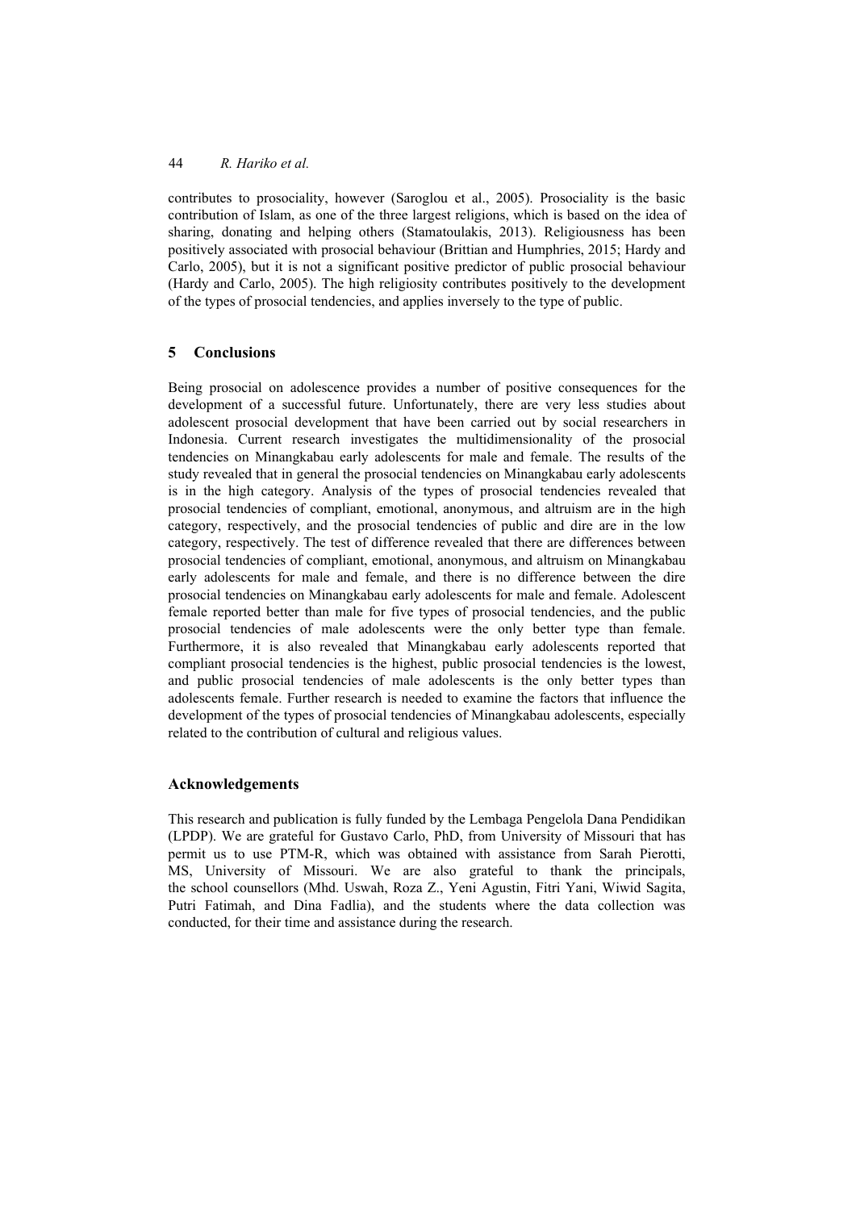contributes to prosociality, however (Saroglou et al., 2005). Prosociality is the basic contribution of Islam, as one of the three largest religions, which is based on the idea of sharing, donating and helping others (Stamatoulakis, 2013). Religiousness has been positively associated with prosocial behaviour (Brittian and Humphries, 2015; Hardy and Carlo, 2005), but it is not a significant positive predictor of public prosocial behaviour (Hardy and Carlo, 2005). The high religiosity contributes positively to the development of the types of prosocial tendencies, and applies inversely to the type of public.

## 5 Conclusions

Being prosocial on adolescence provides a number of positive consequences for the development of a successful future. Unfortunately, there are very less studies about adolescent prosocial development that have been carried out by social researchers in Indonesia. Current research investigates the multidimensionality of the prosocial tendencies on Minangkabau early adolescents for male and female. The results of the study revealed that in general the prosocial tendencies on Minangkabau early adolescents is in the high category. Analysis of the types of prosocial tendencies revealed that prosocial tendencies of compliant, emotional, anonymous, and altruism are in the high category, respectively, and the prosocial tendencies of public and dire are in the low category, respectively. The test of difference revealed that there are differences between prosocial tendencies of compliant, emotional, anonymous, and altruism on Minangkabau early adolescents for male and female, and there is no difference between the dire prosocial tendencies on Minangkabau early adolescents for male and female. Adolescent female reported better than male for five types of prosocial tendencies, and the public prosocial tendencies of male adolescents were the only better type than female. Furthermore, it is also revealed that Minangkabau early adolescents reported that compliant prosocial tendencies is the highest, public prosocial tendencies is the lowest, and public prosocial tendencies of male adolescents is the only better types than adolescents female. Further research is needed to examine the factors that influence the development of the types of prosocial tendencies of Minangkabau adolescents, especially related to the contribution of cultural and religious values.

## Acknowledgements

This research and publication is fully funded by the Lembaga Pengelola Dana Pendidikan (LPDP). We are grateful for Gustavo Carlo, PhD, from University of Missouri that has permit us to use PTM-R, which was obtained with assistance from Sarah Pierotti, MS, University of Missouri. We are also grateful to thank the principals, the school counsellors (Mhd. Uswah, Roza Z., Yeni Agustin, Fitri Yani, Wiwid Sagita, Putri Fatimah, and Dina Fadlia), and the students where the data collection was conducted, for their time and assistance during the research.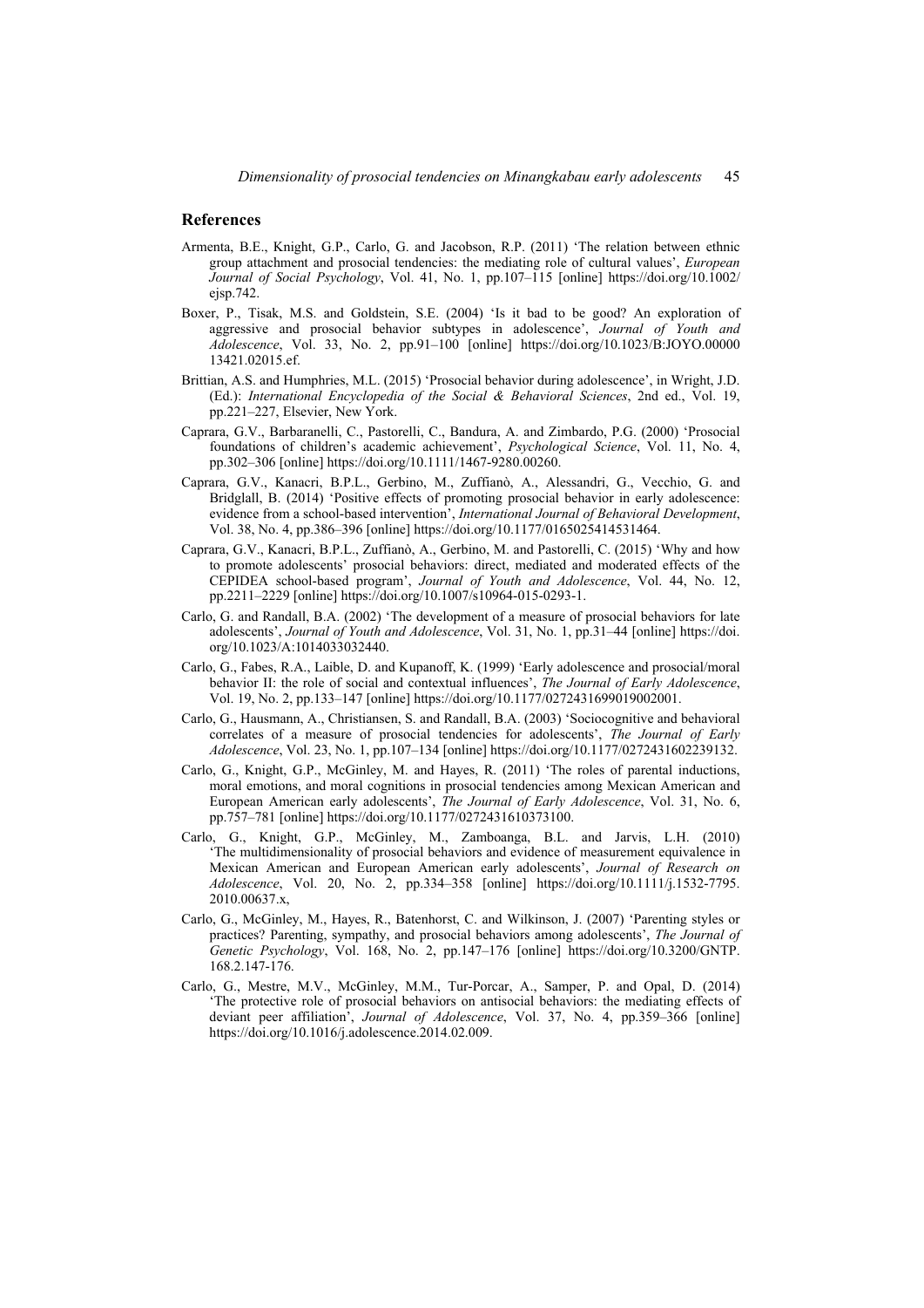## References

Armenta, B.E., Knight, G.P., Carlo, G. and Jacobson, R.P. (2011) 'The relation between ethnic group attachment and prosocial tendencies: the mediating role of cultural values', *European Journal of Social Psychology*, Vol. 41, No. 1, pp.107–115 [online] https://doi.org/10.1002/ejsp.742.

Boxer, P., Tisak, M.S. and Goldstein, S.E. (2004) 'Is it bad to be good? An exploration of aggressive and prosocial behavior subtypes in adolescence', *Journal of Youth and Adolescence*, Vol. 33, No. 2, pp.91–100 [online] https://doi.org/10.1023/B:JOYO.0000013421.02015.ef.

Brittian, A.S. and Humphries, M.L. (2015) 'Prosocial behavior during adolescence', in Wright, J.D. (Ed.): *International Encyclopedia of the Social & Behavioral Sciences*, 2nd ed., Vol. 19, pp.221–227, Elsevier, New York.

Caprara, G.V., Barbaranelli, C., Pastorelli, C., Bandura, A. and Zimbardo, P.G. (2000) 'Prosocial foundations of children's academic achievement', *Psychological Science*, Vol. 11, No. 4, pp.302–306 [online] https://doi.org/10.1111/1467-9280.00260.

Caprara, G.V., Kanacri, B.P.L., Gerbino, M., Zuffianò, A., Alessandri, G., Vecchio, G. and Bridglall, B. (2014) 'Positive effects of promoting prosocial behavior in early adolescence: evidence from a school-based intervention', *International Journal of Behavioral Development*, Vol. 38, No. 4, pp.386–396 [online] https://doi.org/10.1177/0165025414531464.

Caprara, G.V., Kanacri, B.P.L., Zuffianò, A., Gerbino, M. and Pastorelli, C. (2015) 'Why and how to promote adolescents' prosocial behaviors: direct, mediated and moderated effects of the CEPIDEA school-based program', *Journal of Youth and Adolescence*, Vol. 44, No. 12, pp.2211–2229 [online] https://doi.org/10.1007/s10964-015-0293-1.

Carlo, G. and Randall, B.A. (2002) 'The development of a measure of prosocial behaviors for late adolescents', *Journal of Youth and Adolescence*, Vol. 31, No. 1, pp.31–44 [online] https://doi.org/10.1023/A:1014033032440.

Carlo, G., Fabes, R.A., Laible, D. and Kupanoff, K. (1999) 'Early adolescence and prosocial/moral behavior II: the role of social and contextual influences', *The Journal of Early Adolescence*, Vol. 19, No. 2, pp.133–147 [online] https://doi.org/10.1177/0272431699019002001.

Carlo, G., Hausmann, A., Christiansen, S. and Randall, B.A. (2003) 'Sociocognitive and behavioral correlates of a measure of prosocial tendencies for adolescents', *The Journal of Early Adolescence*, Vol. 23, No. 1, pp.107–134 [online] https://doi.org/10.1177/0272431602239132.

Carlo, G., Knight, G.P., McGinley, M. and Hayes, R. (2011) 'The roles of parental inductions, moral emotions, and moral cognitions in prosocial tendencies among Mexican American and European American early adolescents', *The Journal of Early Adolescence*, Vol. 31, No. 6, pp.757–781 [online] https://doi.org/10.1177/0272431610373100.

Carlo, G., Knight, G.P., McGinley, M., Zamboanga, B.L. and Jarvis, L.H. (2010) 'The multidimensionality of prosocial behaviors and evidence of measurement equivalence in Mexican American and European American early adolescents', *Journal of Research on Adolescence*, Vol. 20, No. 2, pp.334–358 [online] https://doi.org/10.1111/j.1532-7795.2010.00637.x,

Carlo, G., McGinley, M., Hayes, R., Batenhorst, C. and Wilkinson, J. (2007) 'Parenting styles or practices? Parenting, sympathy, and prosocial behaviors among adolescents', *The Journal of Genetic Psychology*, Vol. 168, No. 2, pp.147–176 [online] https://doi.org/10.3200/GNTP.168.2.147-176.

Carlo, G., Mestre, M.V., McGinley, M.M., Tur-Porcar, A., Samper, P. and Opal, D. (2014) 'The protective role of prosocial behaviors on antisocial behaviors: the mediating effects of deviant peer affiliation', *Journal of Adolescence*, Vol. 37, No. 4, pp.359–366 [online] https://doi.org/10.1016/j.adolescence.2014.02.009.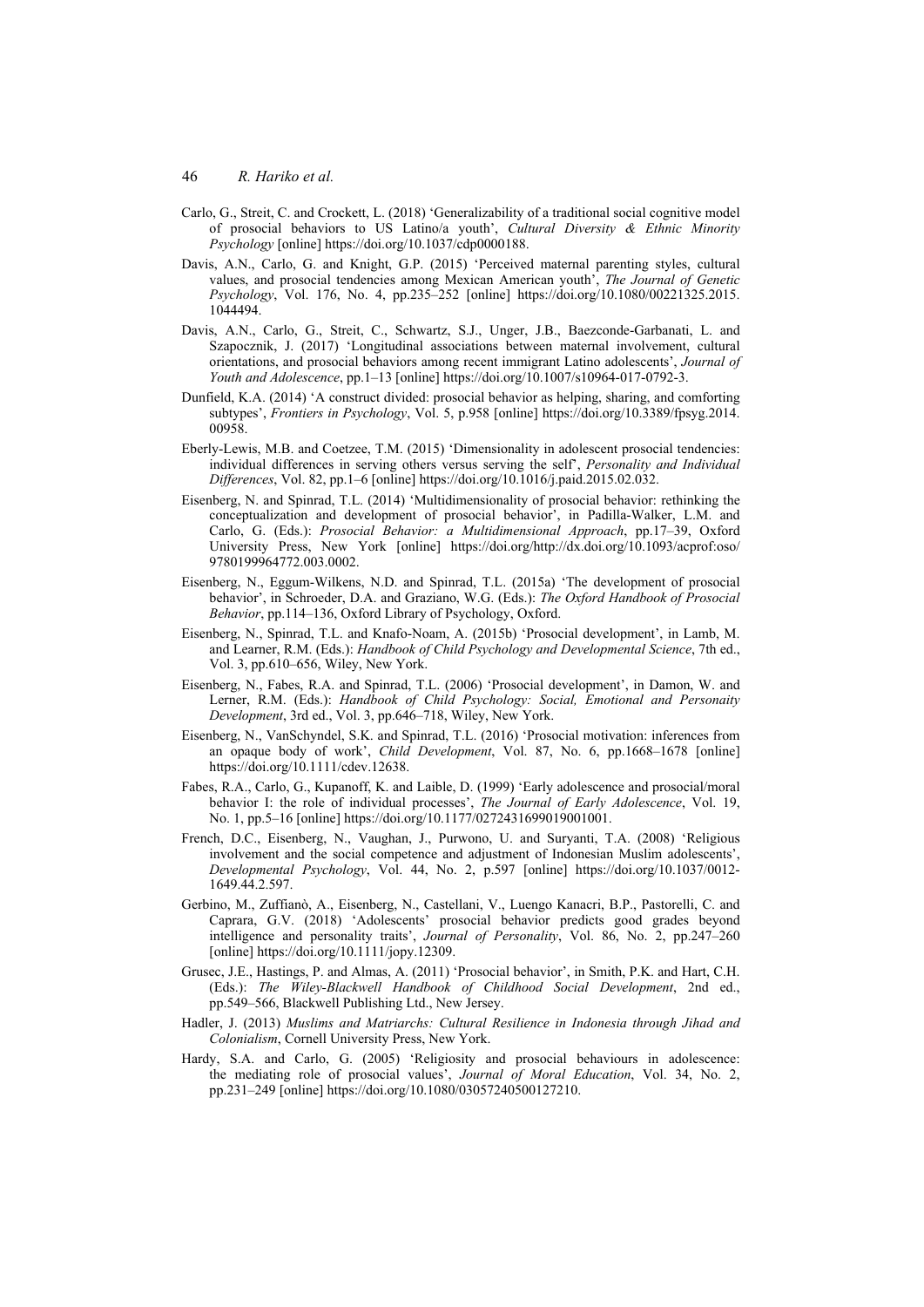Carlo, G., Streit, C. and Crockett, L. (2018) 'Generalizability of a traditional social cognitive model of prosocial behaviors to US Latino/a youth', *Cultural Diversity & Ethnic Minority Psychology* [online] https://doi.org/10.1037/cdp0000188.

Davis, A.N., Carlo, G. and Knight, G.P. (2015) 'Perceived maternal parenting styles, cultural values, and prosocial tendencies among Mexican American youth', *The Journal of Genetic Psychology*, Vol. 176, No. 4, pp.235–252 [online] https://doi.org/10.1080/00221325.2015.1044494.

Davis, A.N., Carlo, G., Streit, C., Schwartz, S.J., Unger, J.B., Baezconde-Garbanati, L. and Szapocznik, J. (2017) 'Longitudinal associations between maternal involvement, cultural orientations, and prosocial behaviors among recent immigrant Latino adolescents', *Journal of Youth and Adolescence*, pp.1–13 [online] https://doi.org/10.1007/s10964-017-0792-3.

Dunfield, K.A. (2014) 'A construct divided: prosocial behavior as helping, sharing, and comforting subtypes', *Frontiers in Psychology*, Vol. 5, p.958 [online] https://doi.org/10.3389/fpsyg.2014.00958.

Eberly-Lewis, M.B. and Coetzee, T.M. (2015) 'Dimensionality in adolescent prosocial tendencies: individual differences in serving others versus serving the self', *Personality and Individual Differences*, Vol. 82, pp.1–6 [online] https://doi.org/10.1016/j.paid.2015.02.032.

Eisenberg, N. and Spinrad, T.L. (2014) 'Multidimensionality of prosocial behavior: rethinking the conceptualization and development of prosocial behavior', in Padilla-Walker, L.M. and Carlo, G. (Eds.): *Prosocial Behavior: a Multidimensional Approach*, pp.17–39, Oxford University Press, New York [online] https://doi.org/http://dx.doi.org/10.1093/acprof:oso/9780199964772.003.0002.

Eisenberg, N., Eggum-Wilkens, N.D. and Spinrad, T.L. (2015a) 'The development of prosocial behavior', in Schroeder, D.A. and Graziano, W.G. (Eds.): *The Oxford Handbook of Prosocial Behavior*, pp.114–136, Oxford Library of Psychology, Oxford.

Eisenberg, N., Spinrad, T.L. and Knafo-Noam, A. (2015b) 'Prosocial development', in Lamb, M. and Learner, R.M. (Eds.): *Handbook of Child Psychology and Developmental Science*, 7th ed., Vol. 3, pp.610–656, Wiley, New York.

Eisenberg, N., Fabes, R.A. and Spinrad, T.L. (2006) 'Prosocial development', in Damon, W. and Lerner, R.M. (Eds.): *Handbook of Child Psychology: Social, Emotional and Personaity Development*, 3rd ed., Vol. 3, pp.646–718, Wiley, New York.

Eisenberg, N., VanSchyndel, S.K. and Spinrad, T.L. (2016) 'Prosocial motivation: inferences from an opaque body of work', *Child Development*, Vol. 87, No. 6, pp.1668–1678 [online] https://doi.org/10.1111/cdev.12638.

Fabes, R.A., Carlo, G., Kupanoff, K. and Laible, D. (1999) 'Early adolescence and prosocial/moral behavior I: the role of individual processes', *The Journal of Early Adolescence*, Vol. 19, No. 1, pp.5–16 [online] https://doi.org/10.1177/0272431699019001001.

French, D.C., Eisenberg, N., Vaughan, J., Purwono, U. and Suryanti, T.A. (2008) 'Religious involvement and the social competence and adjustment of Indonesian Muslim adolescents', *Developmental Psychology*, Vol. 44, No. 2, p.597 [online] https://doi.org/10.1037/0012-1649.44.2.597.

Gerbino, M., Zuffianò, A., Eisenberg, N., Castellani, V., Luengo Kanacri, B.P., Pastorelli, C. and Caprara, G.V. (2018) 'Adolescents' prosocial behavior predicts good grades beyond intelligence and personality traits', *Journal of Personality*, Vol. 86, No. 2, pp.247–260 [online] https://doi.org/10.1111/jopy.12309.

Grusec, J.E., Hastings, P. and Almas, A. (2011) 'Prosocial behavior', in Smith, P.K. and Hart, C.H. (Eds.): *The Wiley-Blackwell Handbook of Childhood Social Development*, 2nd ed., pp.549–566, Blackwell Publishing Ltd., New Jersey.

Hadler, J. (2013) *Muslims and Matriarchs: Cultural Resilience in Indonesia through Jihad and Colonialism*, Cornell University Press, New York.

Hardy, S.A. and Carlo, G. (2005) 'Religiosity and prosocial behaviours in adolescence: the mediating role of prosocial values', *Journal of Moral Education*, Vol. 34, No. 2, pp.231–249 [online] https://doi.org/10.1080/03057240500127210.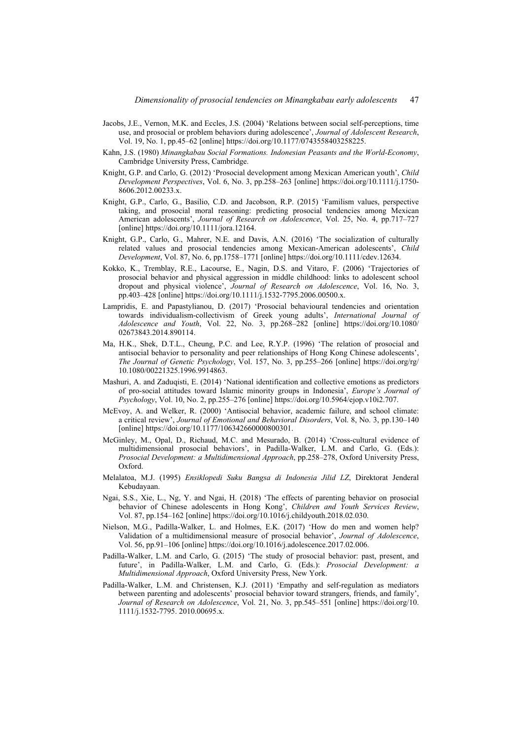Jacobs, J.E., Vernon, M.K. and Eccles, J.S. (2004) 'Relations between social self-perceptions, time use, and prosocial or problem behaviors during adolescence', *Journal of Adolescent Research*, Vol. 19, No. 1, pp.45–62 [online] https://doi.org/10.1177/0743558403258225.

Kahn, J.S. (1980) *Minangkabau Social Formations. Indonesian Peasants and the World-Economy*, Cambridge University Press, Cambridge.

Knight, G.P. and Carlo, G. (2012) 'Prosocial development among Mexican American youth', *Child Development Perspectives*, Vol. 6, No. 3, pp.258–263 [online] https://doi.org/10.1111/j.1750-8606.2012.00233.x.

Knight, G.P., Carlo, G., Basilio, C.D. and Jacobson, R.P. (2015) 'Familism values, perspective taking, and prosocial moral reasoning: predicting prosocial tendencies among Mexican American adolescents', *Journal of Research on Adolescence*, Vol. 25, No. 4, pp.717–727 [online] https://doi.org/10.1111/jora.12164.

Knight, G.P., Carlo, G., Mahrer, N.E. and Davis, A.N. (2016) 'The socialization of culturally related values and prosocial tendencies among Mexican-American adolescents', *Child Development*, Vol. 87, No. 6, pp.1758–1771 [online] https://doi.org/10.1111/cdev.12634.

Kokko, K., Tremblay, R.E., Lacourse, E., Nagin, D.S. and Vitaro, F. (2006) 'Trajectories of prosocial behavior and physical aggression in middle childhood: links to adolescent school dropout and physical violence', *Journal of Research on Adolescence*, Vol. 16, No. 3, pp.403–428 [online] https://doi.org/10.1111/j.1532-7795.2006.00500.x.

Lampridis, E. and Papastylianou, D. (2017) 'Prosocial behavioural tendencies and orientation towards individualism-collectivism of Greek young adults', *International Journal of Adolescence and Youth*, Vol. 22, No. 3, pp.268–282 [online] https://doi.org/10.1080/02673843.2014.890114.

Ma, H.K., Shek, D.T.L., Cheung, P.C. and Lee, R.Y.P. (1996) 'The relation of prosocial and antisocial behavior to personality and peer relationships of Hong Kong Chinese adolescents', *The Journal of Genetic Psychology*, Vol. 157, No. 3, pp.255–266 [online] https://doi.org/rg/10.1080/00221325.1996.9914863.

Mashuri, A. and Zaduqisti, E. (2014) 'National identification and collective emotions as predictors of pro-social attitudes toward Islamic minority groups in Indonesia', *Europe's Journal of Psychology*, Vol. 10, No. 2, pp.255–276 [online] https://doi.org/10.5964/ejop.v10i2.707.

McEvoy, A. and Welker, R. (2000) 'Antisocial behavior, academic failure, and school climate: a critical review', *Journal of Emotional and Behavioral Disorders*, Vol. 8, No. 3, pp.130–140 [online] https://doi.org/10.1177/106342660000800301.

McGinley, M., Opal, D., Richaud, M.C. and Mesurado, B. (2014) 'Cross-cultural evidence of multidimensional prosocial behaviors', in Padilla-Walker, L.M. and Carlo, G. (Eds.): *Prosocial Development: a Multidimensional Approach*, pp.258–278, Oxford University Press, Oxford.

Melalatoa, M.J. (1995) *Ensiklopedi Suku Bangsa di Indonesia Jilid LZ*, Direktorat Jenderal Kebudayaan.

Ngai, S.S., Xie, L., Ng, Y. and Ngai, H. (2018) 'The effects of parenting behavior on prosocial behavior of Chinese adolescents in Hong Kong', *Children and Youth Services Review*, Vol. 87, pp.154–162 [online] https://doi.org/10.1016/j.childyouth.2018.02.030.

Nielson, M.G., Padilla-Walker, L. and Holmes, E.K. (2017) 'How do men and women help? Validation of a multidimensional measure of prosocial behavior', *Journal of Adolescence*, Vol. 56, pp.91–106 [online] https://doi.org/10.1016/j.adolescence.2017.02.006.

Padilla-Walker, L.M. and Carlo, G. (2015) 'The study of prosocial behavior: past, present, and future', in Padilla-Walker, L.M. and Carlo, G. (Eds.): *Prosocial Development: a Multidimensional Approach*, Oxford University Press, New York.

Padilla-Walker, L.M. and Christensen, K.J. (2011) 'Empathy and self-regulation as mediators between parenting and adolescents' prosocial behavior toward strangers, friends, and family', *Journal of Research on Adolescence*, Vol. 21, No. 3, pp.545–551 [online] https://doi.org/10.1111/j.1532-7795. 2010.00695.x.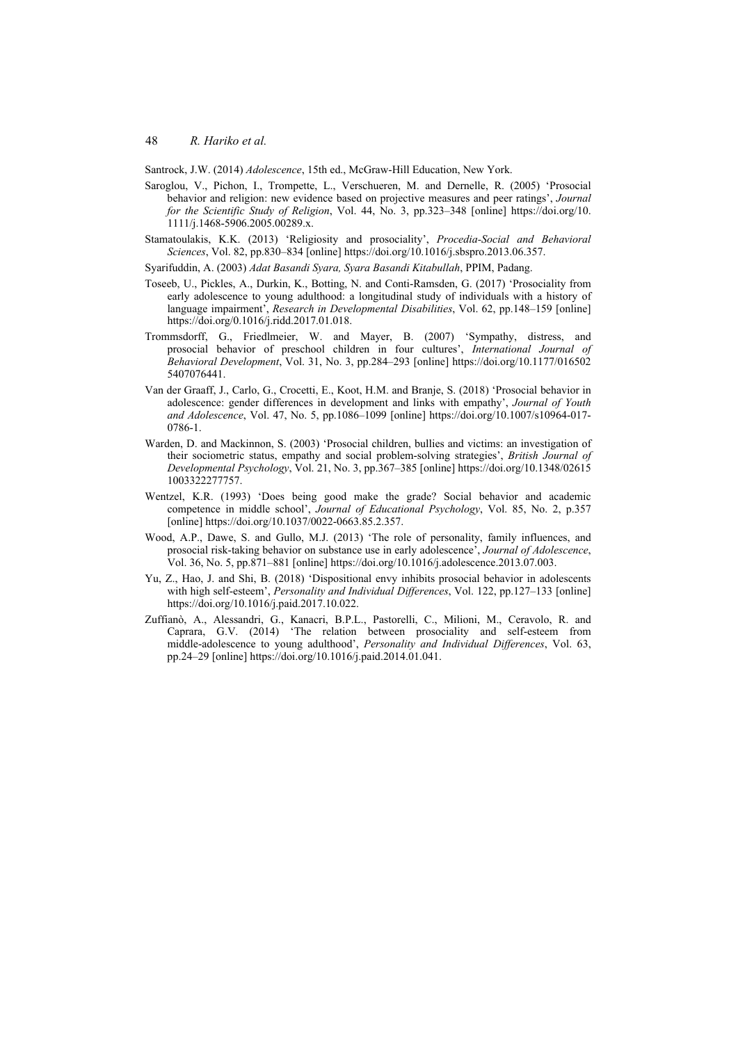Santrock, J.W. (2014) *Adolescence*, 15th ed., McGraw-Hill Education, New York.

Saroglou, V., Pichon, I., Trompette, L., Verschueren, M. and Dernelle, R. (2005) 'Prosocial behavior and religion: new evidence based on projective measures and peer ratings', *Journal for the Scientific Study of Religion*, Vol. 44, No. 3, pp.323–348 [online] https://doi.org/10.1111/j.1468-5906.2005.00289.x.

Stamatoulakis, K.K. (2013) 'Religiosity and prosociality', *Procedia-Social and Behavioral Sciences*, Vol. 82, pp.830–834 [online] https://doi.org/10.1016/j.sbspro.2013.06.357.

Syarifuddin, A. (2003) *Adat Basandi Syara, Syara Basandi Kitabullah*, PPIM, Padang.

Toseeb, U., Pickles, A., Durkin, K., Botting, N. and Conti-Ramsden, G. (2017) 'Prosociality from early adolescence to young adulthood: a longitudinal study of individuals with a history of language impairment', *Research in Developmental Disabilities*, Vol. 62, pp.148–159 [online] https://doi.org/0.1016/j.ridd.2017.01.018.

Trommsdorff, G., Friedlmeier, W. and Mayer, B. (2007) 'Sympathy, distress, and prosocial behavior of preschool children in four cultures', *International Journal of Behavioral Development*, Vol. 31, No. 3, pp.284–293 [online] https://doi.org/10.1177/0165025407076441.

Van der Graaff, J., Carlo, G., Crocetti, E., Koot, H.M. and Branje, S. (2018) 'Prosocial behavior in adolescence: gender differences in development and links with empathy', *Journal of Youth and Adolescence*, Vol. 47, No. 5, pp.1086–1099 [online] https://doi.org/10.1007/s10964-017-0786-1.

Warden, D. and Mackinnon, S. (2003) 'Prosocial children, bullies and victims: an investigation of their sociometric status, empathy and social problem-solving strategies', *British Journal of Developmental Psychology*, Vol. 21, No. 3, pp.367–385 [online] https://doi.org/10.1348/026151003322277757.

Wentzel, K.R. (1993) 'Does being good make the grade? Social behavior and academic competence in middle school', *Journal of Educational Psychology*, Vol. 85, No. 2, p.357 [online] https://doi.org/10.1037/0022-0663.85.2.357.

Wood, A.P., Dawe, S. and Gullo, M.J. (2013) 'The role of personality, family influences, and prosocial risk-taking behavior on substance use in early adolescence', *Journal of Adolescence*, Vol. 36, No. 5, pp.871–881 [online] https://doi.org/10.1016/j.adolescence.2013.07.003.

Yu, Z., Hao, J. and Shi, B. (2018) 'Dispositional envy inhibits prosocial behavior in adolescents with high self-esteem', *Personality and Individual Differences*, Vol. 122, pp.127–133 [online] https://doi.org/10.1016/j.paid.2017.10.022.

Zuffianò, A., Alessandri, G., Kanacri, B.P.L., Pastorelli, C., Milioni, M., Ceravolo, R. and Caprara, G.V. (2014) 'The relation between prosociality and self-esteem from middle-adolescence to young adulthood', *Personality and Individual Differences*, Vol. 63, pp.24–29 [online] https://doi.org/10.1016/j.paid.2014.01.041.